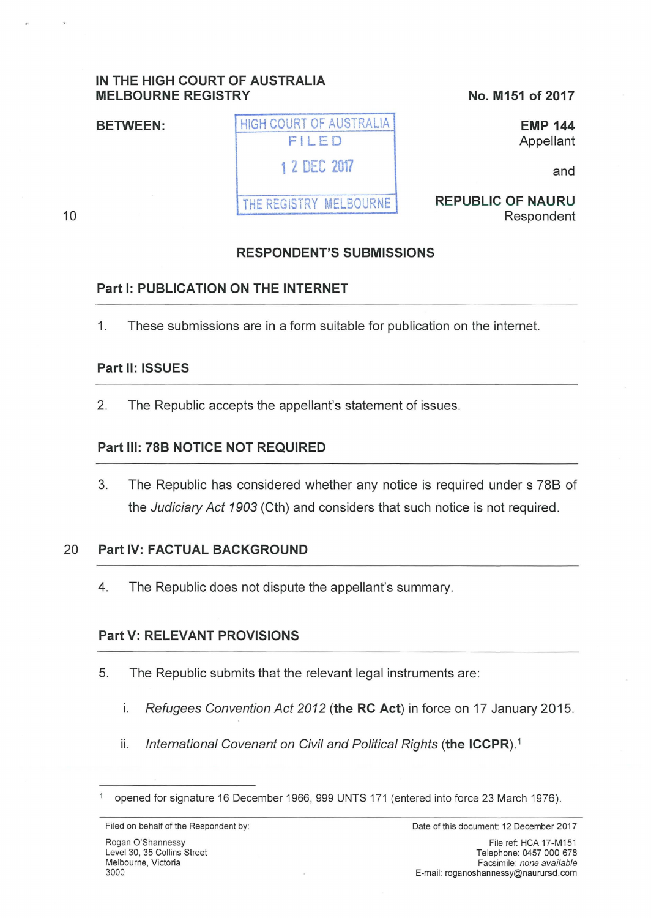IN THE HIGH COURT OF AUSTRALIA
MELBOURNE REGISTRY

No. M151 of 2017

BETWEEN:

HIGH COURT OF AUSTRALIA
FILED
12 DEC 2017
THE REGISTRY MELBOURNE

**EMP 144**
Appellant

and

**REPUBLIC OF NAURU**
Respondent

## RESPONDENT'S SUBMISSIONS

### Part I: PUBLICATION ON THE INTERNET

1. These submissions are in a form suitable for publication on the internet.

### Part II: ISSUES

2. The Republic accepts the appellant's statement of issues.

### Part III: 78B NOTICE NOT REQUIRED

3. The Republic has considered whether any notice is required under s 78B of the *Judiciary Act 1903* (Cth) and considers that such notice is not required.

### Part IV: FACTUAL BACKGROUND

4. The Republic does not dispute the appellant's summary.

### Part V: RELEVANT PROVISIONS

5. The Republic submits that the relevant legal instruments are:

   i. *Refugees Convention Act 2012* (**the RC Act**) in force on 17 January 2015.

   ii. *International Covenant on Civil and Political Rights* (**the ICCPR**).[1]

---

[1] opened for signature 16 December 1966, 999 UNTS 171 (entered into force 23 March 1976).

Filed on behalf of the Respondent by:
Rogan O'Shannessy
Level 30, 35 Collins Street
Melbourne, Victoria
3000

Date of this document: 12 December 2017
File ref: HCA 17-M151
Telephone: 0457 000 678
Facsimile: *none available*
E-mail: roganoshannessy@naurursd.com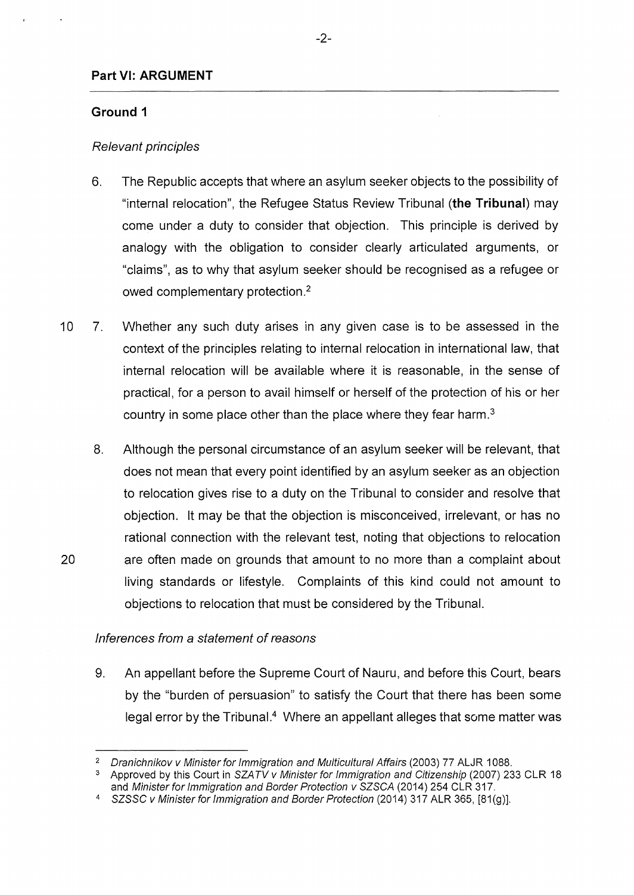## Part VI: ARGUMENT

### Ground 1

*Relevant principles*

6. The Republic accepts that where an asylum seeker objects to the possibility of "internal relocation", the Refugee Status Review Tribunal (**the Tribunal**) may come under a duty to consider that objection. This principle is derived by analogy with the obligation to consider clearly articulated arguments, or "claims", as to why that asylum seeker should be recognised as a refugee or owed complementary protection.[2]

7. Whether any such duty arises in any given case is to be assessed in the context of the principles relating to internal relocation in international law, that internal relocation will be available where it is reasonable, in the sense of practical, for a person to avail himself or herself of the protection of his or her country in some place other than the place where they fear harm.[3]

8. Although the personal circumstance of an asylum seeker will be relevant, that does not mean that every point identified by an asylum seeker as an objection to relocation gives rise to a duty on the Tribunal to consider and resolve that objection. It may be that the objection is misconceived, irrelevant, or has no rational connection with the relevant test, noting that objections to relocation are often made on grounds that amount to no more than a complaint about living standards or lifestyle. Complaints of this kind could not amount to objections to relocation that must be considered by the Tribunal.

*Inferences from a statement of reasons*

9. An appellant before the Supreme Court of Nauru, and before this Court, bears by the "burden of persuasion" to satisfy the Court that there has been some legal error by the Tribunal.[4] Where an appellant alleges that some matter was

---

[2] *Dranichnikov v Minister for Immigration and Multicultural Affairs* (2003) 77 ALJR 1088.

[3] Approved by this Court in *SZATV v Minister for Immigration and Citizenship* (2007) 233 CLR 18 and *Minister for Immigration and Border Protection v SZSCA* (2014) 254 CLR 317.

[4] *SZSSC v Minister for Immigration and Border Protection* (2014) 317 ALR 365, [81(g)].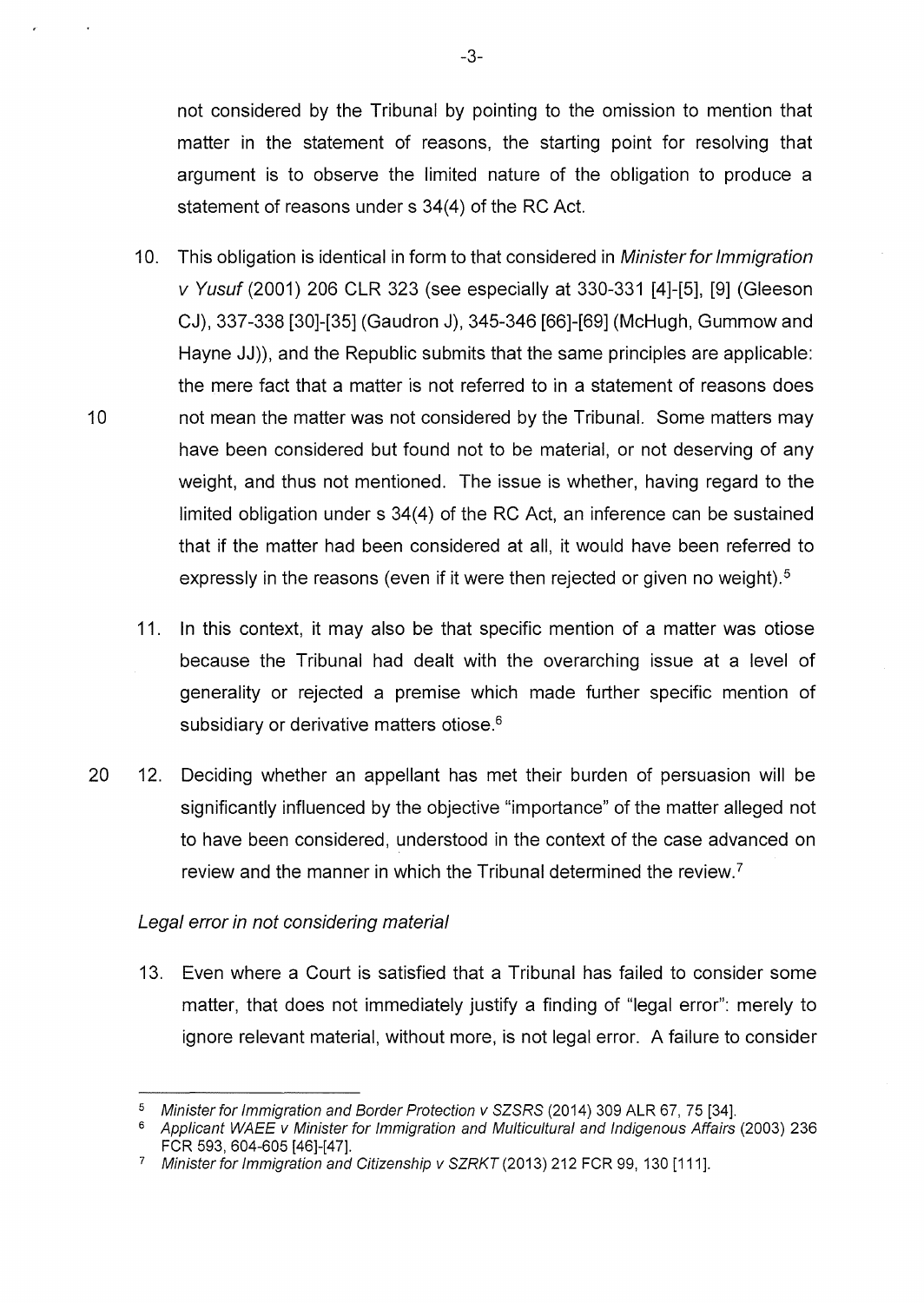not considered by the Tribunal by pointing to the omission to mention that matter in the statement of reasons, the starting point for resolving that argument is to observe the limited nature of the obligation to produce a statement of reasons under s 34(4) of the RC Act.

10. This obligation is identical in form to that considered in *Minister for Immigration v Yusuf* (2001) 206 CLR 323 (see especially at 330-331 [4]-[5], [9] (Gleeson CJ), 337-338 [30]-[35] (Gaudron J), 345-346 [66]-[69] (McHugh, Gummow and Hayne JJ)), and the Republic submits that the same principles are applicable: the mere fact that a matter is not referred to in a statement of reasons does not mean the matter was not considered by the Tribunal. Some matters may have been considered but found not to be material, or not deserving of any weight, and thus not mentioned. The issue is whether, having regard to the limited obligation under s 34(4) of the RC Act, an inference can be sustained that if the matter had been considered at all, it would have been referred to expressly in the reasons (even if it were then rejected or given no weight).[5]

11. In this context, it may also be that specific mention of a matter was otiose because the Tribunal had dealt with the overarching issue at a level of generality or rejected a premise which made further specific mention of subsidiary or derivative matters otiose.[6]

12. Deciding whether an appellant has met their burden of persuasion will be significantly influenced by the objective "importance" of the matter alleged not to have been considered, understood in the context of the case advanced on review and the manner in which the Tribunal determined the review.[7]

*Legal error in not considering material*

13. Even where a Court is satisfied that a Tribunal has failed to consider some matter, that does not immediately justify a finding of "legal error": merely to ignore relevant material, without more, is not legal error. A failure to consider

---

[5] *Minister for Immigration and Border Protection v SZSRS* (2014) 309 ALR 67, 75 [34].

[6] *Applicant WAEE v Minister for Immigration and Multicultural and Indigenous Affairs* (2003) 236 FCR 593, 604-605 [46]-[47].

[7] *Minister for Immigration and Citizenship v SZRKT* (2013) 212 FCR 99, 130 [111].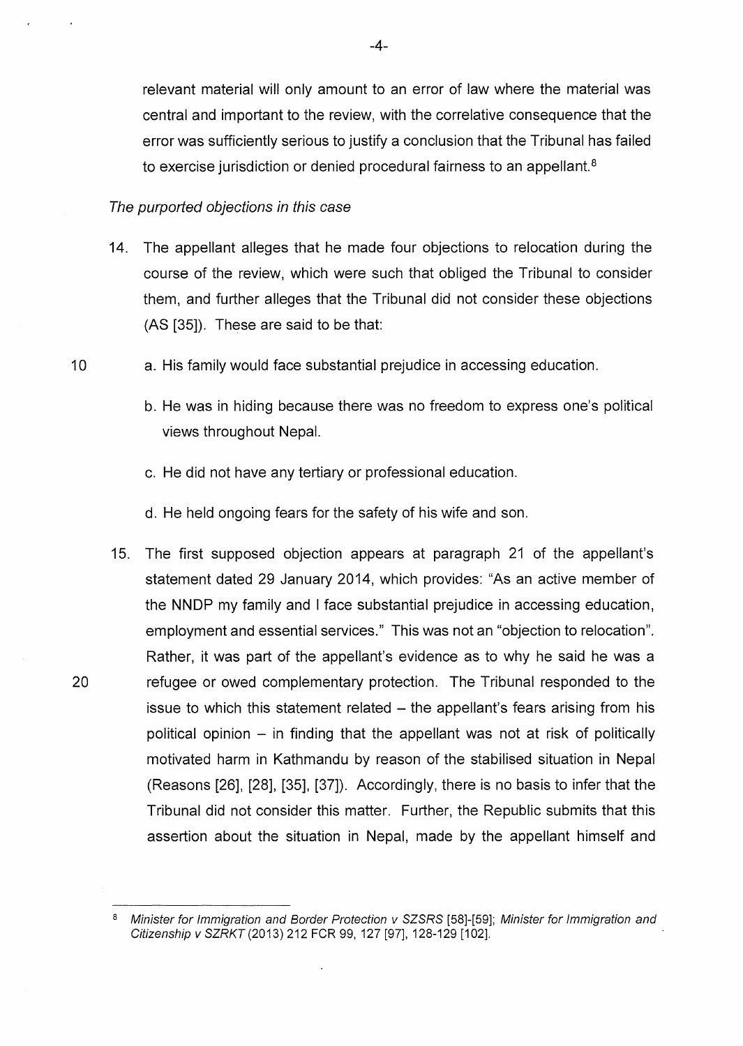relevant material will only amount to an error of law where the material was central and important to the review, with the correlative consequence that the error was sufficiently serious to justify a conclusion that the Tribunal has failed to exercise jurisdiction or denied procedural fairness to an appellant.[8]

*The purported objections in this case*

14. The appellant alleges that he made four objections to relocation during the course of the review, which were such that obliged the Tribunal to consider them, and further alleges that the Tribunal did not consider these objections (AS [35]). These are said to be that:

    a. His family would face substantial prejudice in accessing education.

    b. He was in hiding because there was no freedom to express one's political views throughout Nepal.

    c. He did not have any tertiary or professional education.

    d. He held ongoing fears for the safety of his wife and son.

15. The first supposed objection appears at paragraph 21 of the appellant's statement dated 29 January 2014, which provides: "As an active member of the NNDP my family and I face substantial prejudice in accessing education, employment and essential services." This was not an "objection to relocation". Rather, it was part of the appellant's evidence as to why he said he was a refugee or owed complementary protection. The Tribunal responded to the issue to which this statement related – the appellant's fears arising from his political opinion – in finding that the appellant was not at risk of politically motivated harm in Kathmandu by reason of the stabilised situation in Nepal (Reasons [26], [28], [35], [37]). Accordingly, there is no basis to infer that the Tribunal did not consider this matter. Further, the Republic submits that this assertion about the situation in Nepal, made by the appellant himself and

---

[8] *Minister for Immigration and Border Protection v SZSRS* [58]-[59]; *Minister for Immigration and Citizenship v SZRKT* (2013) 212 FCR 99, 127 [97], 128-129 [102].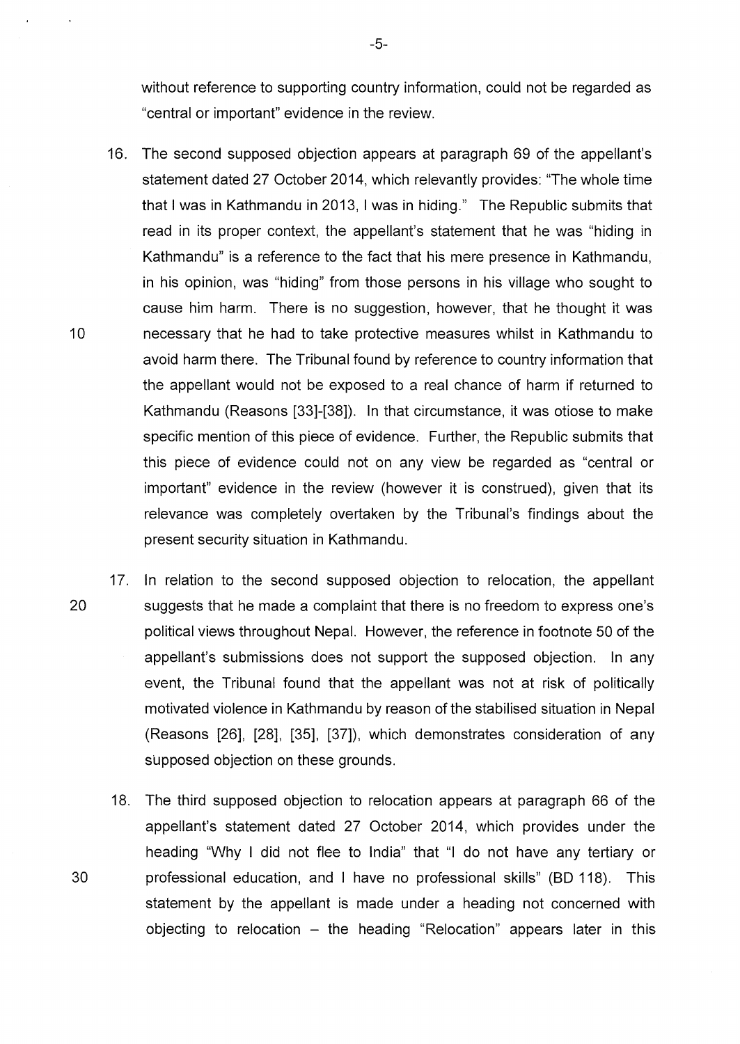without reference to supporting country information, could not be regarded as "central or important" evidence in the review.

16. The second supposed objection appears at paragraph 69 of the appellant's statement dated 27 October 2014, which relevantly provides: "The whole time that I was in Kathmandu in 2013, I was in hiding." The Republic submits that read in its proper context, the appellant's statement that he was "hiding in Kathmandu" is a reference to the fact that his mere presence in Kathmandu, in his opinion, was "hiding" from those persons in his village who sought to cause him harm. There is no suggestion, however, that he thought it was necessary that he had to take protective measures whilst in Kathmandu to avoid harm there. The Tribunal found by reference to country information that the appellant would not be exposed to a real chance of harm if returned to Kathmandu (Reasons [33]-[38]). In that circumstance, it was otiose to make specific mention of this piece of evidence. Further, the Republic submits that this piece of evidence could not on any view be regarded as "central or important" evidence in the review (however it is construed), given that its relevance was completely overtaken by the Tribunal's findings about the present security situation in Kathmandu.

17. In relation to the second supposed objection to relocation, the appellant suggests that he made a complaint that there is no freedom to express one's political views throughout Nepal. However, the reference in footnote 50 of the appellant's submissions does not support the supposed objection. In any event, the Tribunal found that the appellant was not at risk of politically motivated violence in Kathmandu by reason of the stabilised situation in Nepal (Reasons [26], [28], [35], [37]), which demonstrates consideration of any supposed objection on these grounds.

18. The third supposed objection to relocation appears at paragraph 66 of the appellant's statement dated 27 October 2014, which provides under the heading "Why I did not flee to India" that "I do not have any tertiary or professional education, and I have no professional skills" (BD 118). This statement by the appellant is made under a heading not concerned with objecting to relocation – the heading "Relocation" appears later in this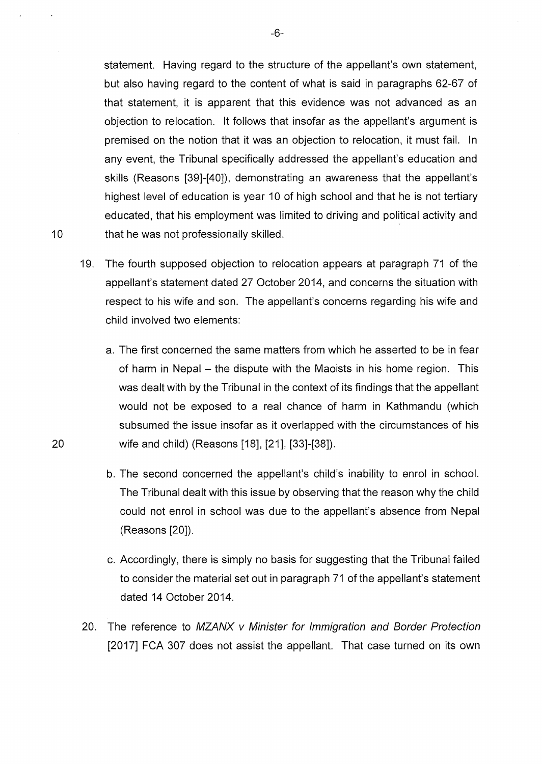statement. Having regard to the structure of the appellant's own statement, but also having regard to the content of what is said in paragraphs 62-67 of that statement, it is apparent that this evidence was not advanced as an objection to relocation. It follows that insofar as the appellant's argument is premised on the notion that it was an objection to relocation, it must fail. In any event, the Tribunal specifically addressed the appellant's education and skills (Reasons [39]-[40]), demonstrating an awareness that the appellant's highest level of education is year 10 of high school and that he is not tertiary educated, that his employment was limited to driving and political activity and that he was not professionally skilled.

19. The fourth supposed objection to relocation appears at paragraph 71 of the appellant's statement dated 27 October 2014, and concerns the situation with respect to his wife and son. The appellant's concerns regarding his wife and child involved two elements:

    a. The first concerned the same matters from which he asserted to be in fear of harm in Nepal – the dispute with the Maoists in his home region. This was dealt with by the Tribunal in the context of its findings that the appellant would not be exposed to a real chance of harm in Kathmandu (which subsumed the issue insofar as it overlapped with the circumstances of his wife and child) (Reasons [18], [21], [33]-[38]).

    b. The second concerned the appellant's child's inability to enrol in school. The Tribunal dealt with this issue by observing that the reason why the child could not enrol in school was due to the appellant's absence from Nepal (Reasons [20]).

    c. Accordingly, there is simply no basis for suggesting that the Tribunal failed to consider the material set out in paragraph 71 of the appellant's statement dated 14 October 2014.

20. The reference to *MZANX v Minister for Immigration and Border Protection* [2017] FCA 307 does not assist the appellant. That case turned on its own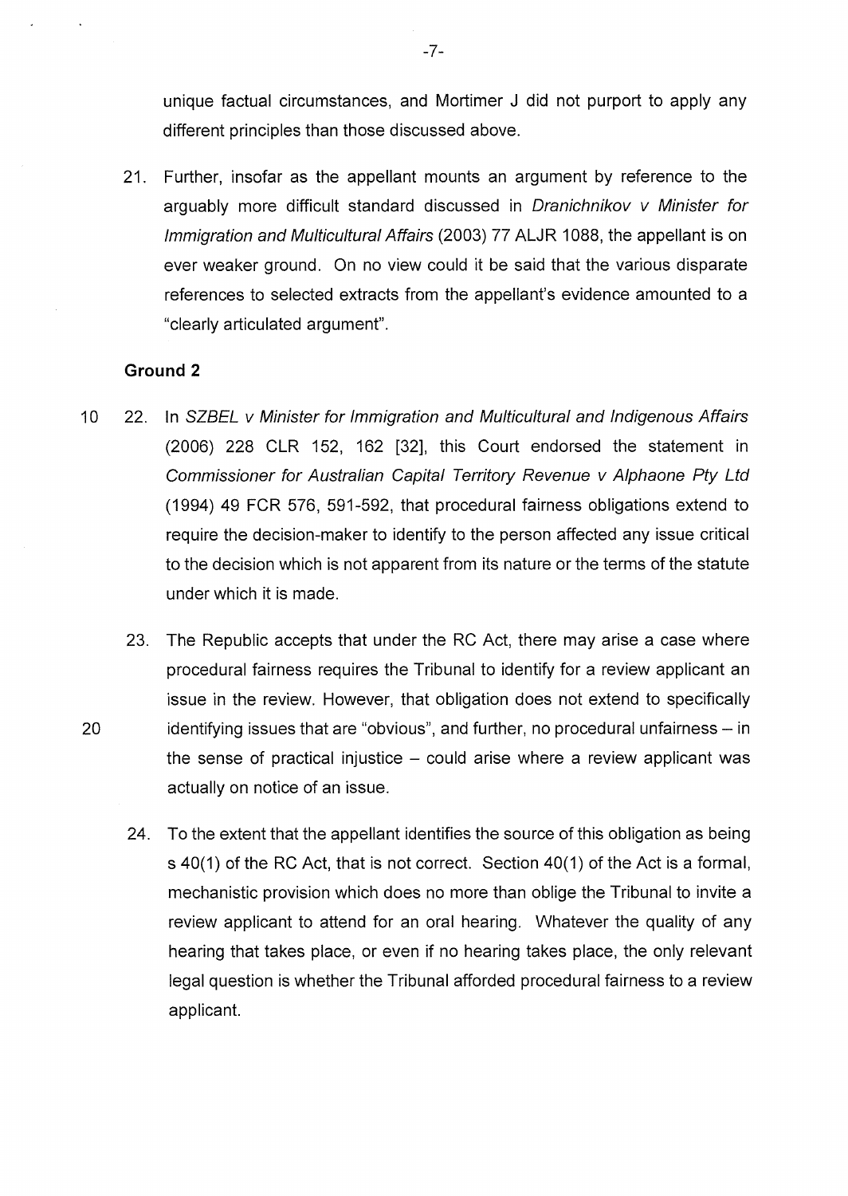unique factual circumstances, and Mortimer J did not purport to apply any different principles than those discussed above.

21. Further, insofar as the appellant mounts an argument by reference to the arguably more difficult standard discussed in *Dranichnikov v Minister for Immigration and Multicultural Affairs* (2003) 77 ALJR 1088, the appellant is on ever weaker ground. On no view could it be said that the various disparate references to selected extracts from the appellant's evidence amounted to a "clearly articulated argument".

### Ground 2

22. In *SZBEL v Minister for Immigration and Multicultural and Indigenous Affairs* (2006) 228 CLR 152, 162 [32], this Court endorsed the statement in *Commissioner for Australian Capital Territory Revenue v Alphaone Pty Ltd* (1994) 49 FCR 576, 591-592, that procedural fairness obligations extend to require the decision-maker to identify to the person affected any issue critical to the decision which is not apparent from its nature or the terms of the statute under which it is made.

23. The Republic accepts that under the RC Act, there may arise a case where procedural fairness requires the Tribunal to identify for a review applicant an issue in the review. However, that obligation does not extend to specifically identifying issues that are "obvious", and further, no procedural unfairness – in the sense of practical injustice – could arise where a review applicant was actually on notice of an issue.

24. To the extent that the appellant identifies the source of this obligation as being s 40(1) of the RC Act, that is not correct. Section 40(1) of the Act is a formal, mechanistic provision which does no more than oblige the Tribunal to invite a review applicant to attend for an oral hearing. Whatever the quality of any hearing that takes place, or even if no hearing takes place, the only relevant legal question is whether the Tribunal afforded procedural fairness to a review applicant.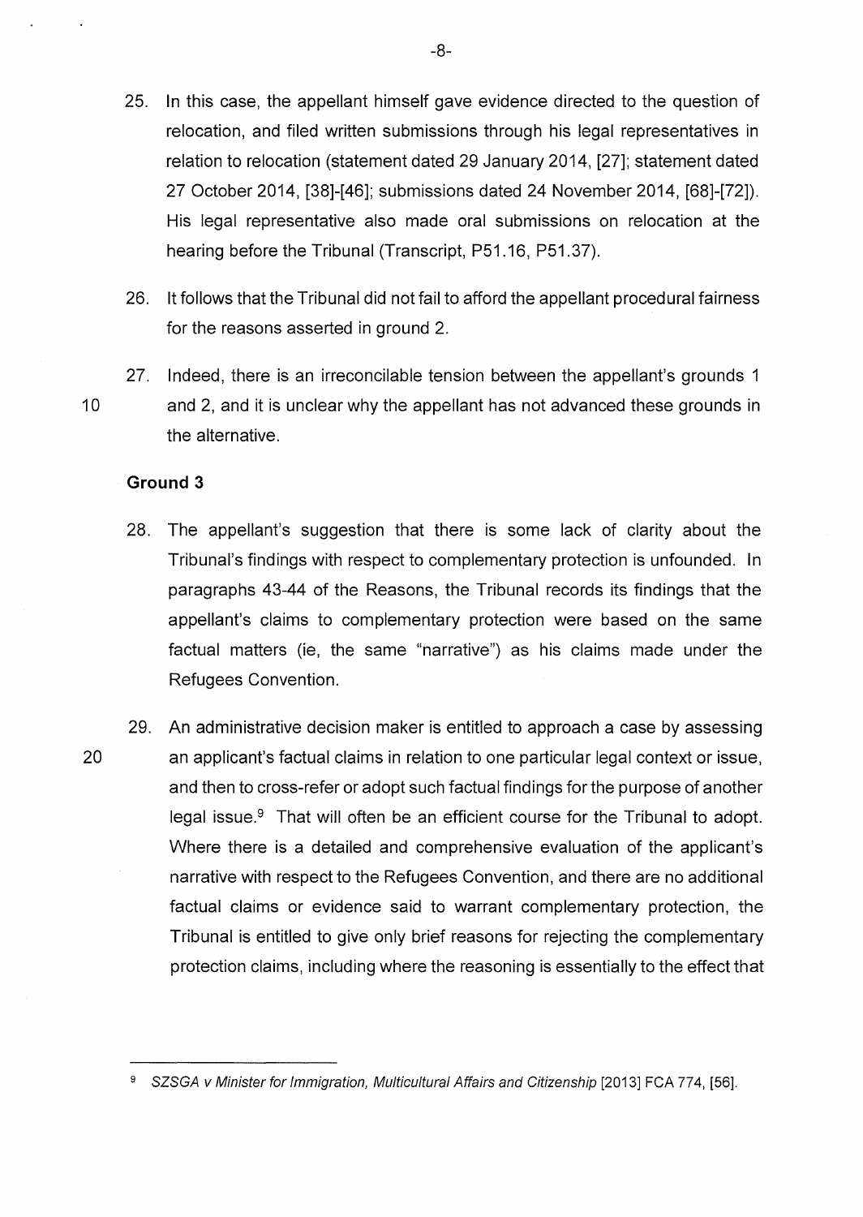25. In this case, the appellant himself gave evidence directed to the question of relocation, and filed written submissions through his legal representatives in relation to relocation (statement dated 29 January 2014, [27]; statement dated 27 October 2014, [38]-[46]; submissions dated 24 November 2014, [68]-[72]). His legal representative also made oral submissions on relocation at the hearing before the Tribunal (Transcript, P51.16, P51.37).

26. It follows that the Tribunal did not fail to afford the appellant procedural fairness for the reasons asserted in ground 2.

27. Indeed, there is an irreconcilable tension between the appellant's grounds 1 and 2, and it is unclear why the appellant has not advanced these grounds in the alternative.

### Ground 3

28. The appellant's suggestion that there is some lack of clarity about the Tribunal's findings with respect to complementary protection is unfounded. In paragraphs 43-44 of the Reasons, the Tribunal records its findings that the appellant's claims to complementary protection were based on the same factual matters (ie, the same "narrative") as his claims made under the Refugees Convention.

29. An administrative decision maker is entitled to approach a case by assessing an applicant's factual claims in relation to one particular legal context or issue, and then to cross-refer or adopt such factual findings for the purpose of another legal issue.[9] That will often be an efficient course for the Tribunal to adopt. Where there is a detailed and comprehensive evaluation of the applicant's narrative with respect to the Refugees Convention, and there are no additional factual claims or evidence said to warrant complementary protection, the Tribunal is entitled to give only brief reasons for rejecting the complementary protection claims, including where the reasoning is essentially to the effect that

---

[9] *SZSGA v Minister for Immigration, Multicultural Affairs and Citizenship* [2013] FCA 774, [56].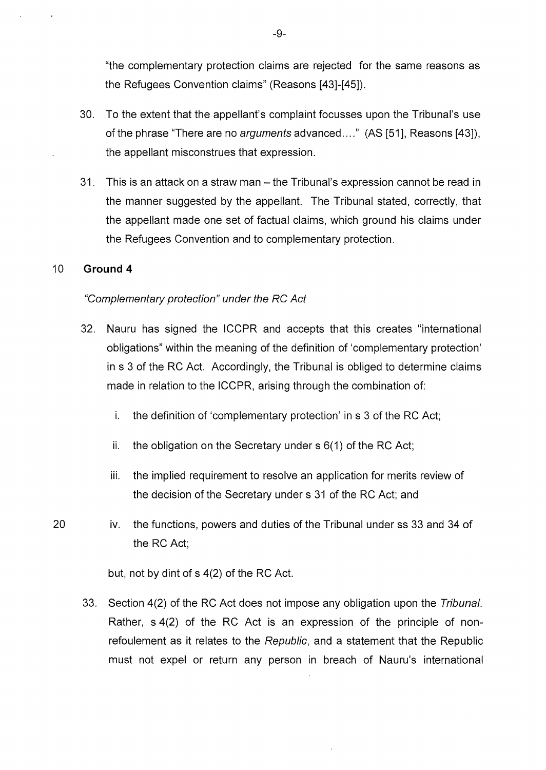"the complementary protection claims are rejected for the same reasons as the Refugees Convention claims" (Reasons [43]-[45]).

30. To the extent that the appellant's complaint focusses upon the Tribunal's use of the phrase "There are no *arguments* advanced…." (AS [51], Reasons [43]), the appellant misconstrues that expression.

31. This is an attack on a straw man – the Tribunal's expression cannot be read in the manner suggested by the appellant. The Tribunal stated, correctly, that the appellant made one set of factual claims, which ground his claims under the Refugees Convention and to complementary protection.

**Ground 4**

*"Complementary protection" under the RC Act*

32. Nauru has signed the ICCPR and accepts that this creates "international obligations" within the meaning of the definition of 'complementary protection' in s 3 of the RC Act. Accordingly, the Tribunal is obliged to determine claims made in relation to the ICCPR, arising through the combination of:

    i. the definition of 'complementary protection' in s 3 of the RC Act;

    ii. the obligation on the Secretary under s 6(1) of the RC Act;

    iii. the implied requirement to resolve an application for merits review of the decision of the Secretary under s 31 of the RC Act; and

    iv. the functions, powers and duties of the Tribunal under ss 33 and 34 of the RC Act;

    but, not by dint of s 4(2) of the RC Act.

33. Section 4(2) of the RC Act does not impose any obligation upon the *Tribunal*. Rather, s 4(2) of the RC Act is an expression of the principle of non-refoulement as it relates to the *Republic*, and a statement that the Republic must not expel or return any person in breach of Nauru's international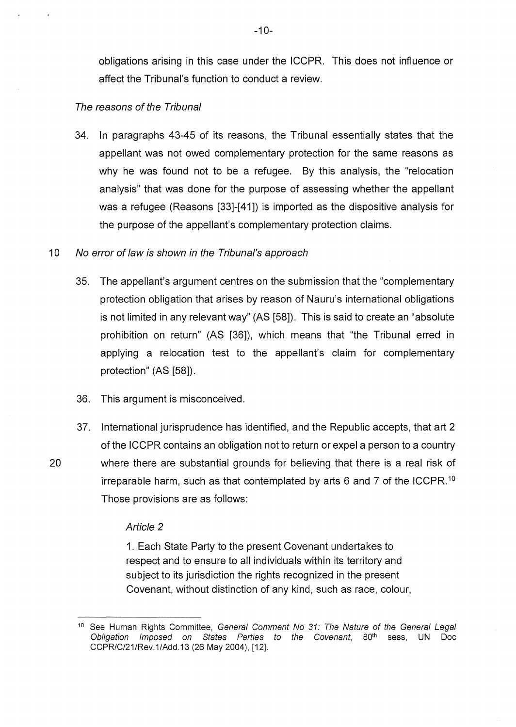obligations arising in this case under the ICCPR. This does not influence or affect the Tribunal's function to conduct a review.

*The reasons of the Tribunal*

34. In paragraphs 43-45 of its reasons, the Tribunal essentially states that the appellant was not owed complementary protection for the same reasons as why he was found not to be a refugee. By this analysis, the "relocation analysis" that was done for the purpose of assessing whether the appellant was a refugee (Reasons [33]-[41]) is imported as the dispositive analysis for the purpose of the appellant's complementary protection claims.

*No error of law is shown in the Tribunal's approach*

35. The appellant's argument centres on the submission that the "complementary protection obligation that arises by reason of Nauru's international obligations is not limited in any relevant way" (AS [58]). This is said to create an "absolute prohibition on return" (AS [36]), which means that "the Tribunal erred in applying a relocation test to the appellant's claim for complementary protection" (AS [58]).

36. This argument is misconceived.

37. International jurisprudence has identified, and the Republic accepts, that art 2 of the ICCPR contains an obligation not to return or expel a person to a country where there are substantial grounds for believing that there is a real risk of irreparable harm, such as that contemplated by arts 6 and 7 of the ICCPR.[10] Those provisions are as follows:

> *Article 2*
>
> 1. Each State Party to the present Covenant undertakes to respect and to ensure to all individuals within its territory and subject to its jurisdiction the rights recognized in the present Covenant, without distinction of any kind, such as race, colour,

---

[10] See Human Rights Committee, *General Comment No 31: The Nature of the General Legal Obligation Imposed on States Parties to the Covenant*, 80th sess, UN Doc CCPR/C/21/Rev.1/Add.13 (26 May 2004), [12].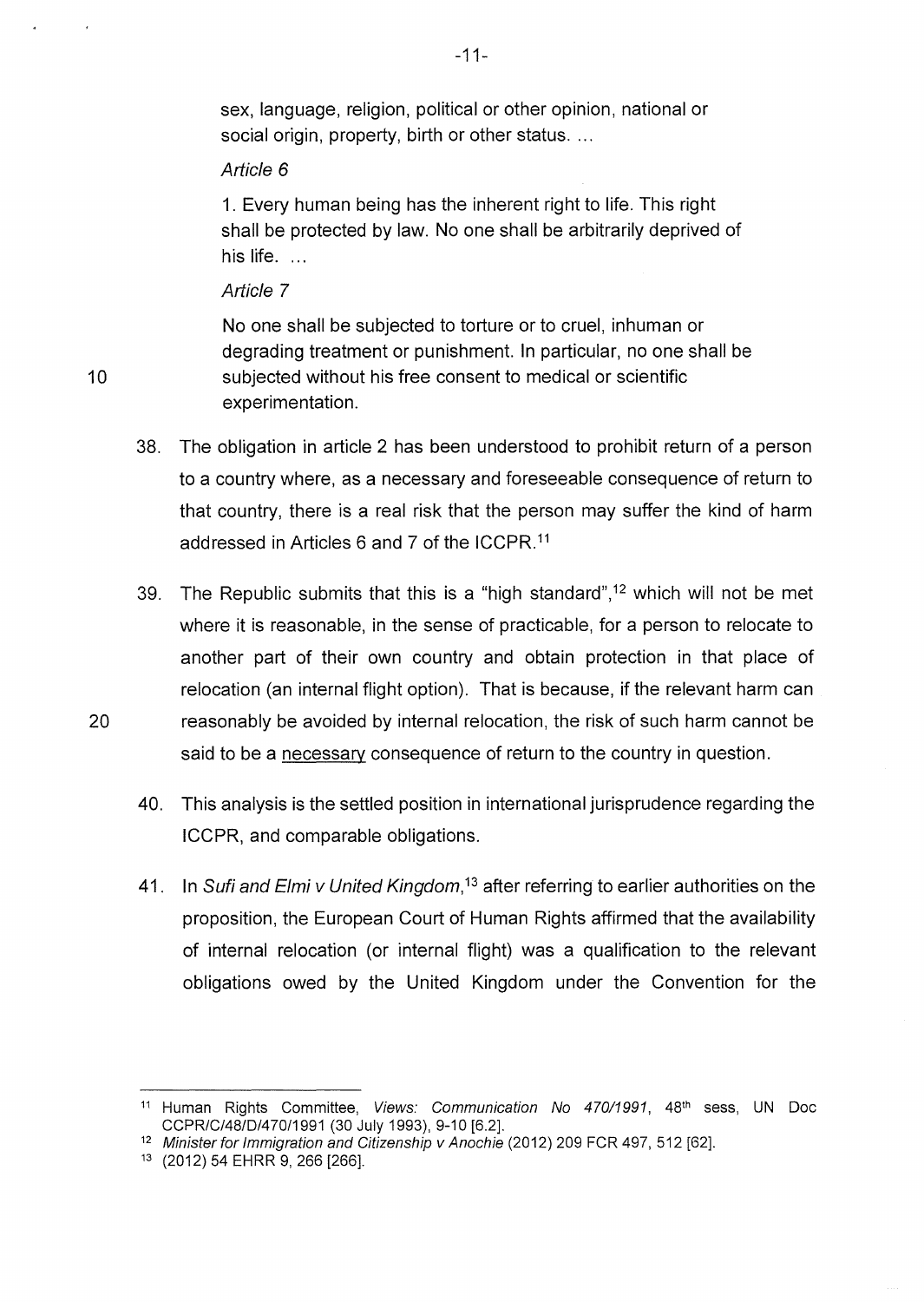sex, language, religion, political or other opinion, national or social origin, property, birth or other status. ...

*Article 6*

1. Every human being has the inherent right to life. This right shall be protected by law. No one shall be arbitrarily deprived of his life. ...

*Article 7*

No one shall be subjected to torture or to cruel, inhuman or degrading treatment or punishment. In particular, no one shall be subjected without his free consent to medical or scientific experimentation.

38. The obligation in article 2 has been understood to prohibit return of a person to a country where, as a necessary and foreseeable consequence of return to that country, there is a real risk that the person may suffer the kind of harm addressed in Articles 6 and 7 of the ICCPR.[11]

39. The Republic submits that this is a "high standard",[12] which will not be met where it is reasonable, in the sense of practicable, for a person to relocate to another part of their own country and obtain protection in that place of relocation (an internal flight option). That is because, if the relevant harm can reasonably be avoided by internal relocation, the risk of such harm cannot be said to be a <u>necessary</u> consequence of return to the country in question.

40. This analysis is the settled position in international jurisprudence regarding the ICCPR, and comparable obligations.

41. In *Sufi and Elmi v United Kingdom*,[13] after referring to earlier authorities on the proposition, the European Court of Human Rights affirmed that the availability of internal relocation (or internal flight) was a qualification to the relevant obligations owed by the United Kingdom under the Convention for the

---

[11] Human Rights Committee, *Views: Communication No 470/1991*, 48th sess, UN Doc CCPR/C/48/D/470/1991 (30 July 1993), 9-10 [6.2].

[12] *Minister for Immigration and Citizenship v Anochie* (2012) 209 FCR 497, 512 [62].

[13] (2012) 54 EHRR 9, 266 [266].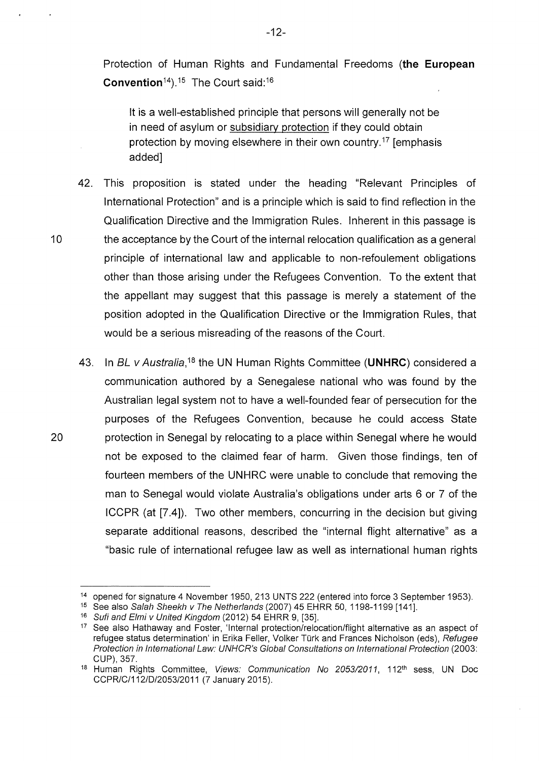Protection of Human Rights and Fundamental Freedoms (**the European Convention**[14]).[15] The Court said:[16]

> It is a well-established principle that persons will generally not be in need of asylum or <u>subsidiary protection</u> if they could obtain protection by moving elsewhere in their own country.[17] [emphasis added]

42. This proposition is stated under the heading "Relevant Principles of International Protection" and is a principle which is said to find reflection in the Qualification Directive and the Immigration Rules. Inherent in this passage is the acceptance by the Court of the internal relocation qualification as a general principle of international law and applicable to non-refoulement obligations other than those arising under the Refugees Convention. To the extent that the appellant may suggest that this passage is merely a statement of the position adopted in the Qualification Directive or the Immigration Rules, that would be a serious misreading of the reasons of the Court.

43. In *BL v Australia*,[18] the UN Human Rights Committee (**UNHRC**) considered a communication authored by a Senegalese national who was found by the Australian legal system not to have a well-founded fear of persecution for the purposes of the Refugees Convention, because he could access State protection in Senegal by relocating to a place within Senegal where he would not be exposed to the claimed fear of harm. Given those findings, ten of fourteen members of the UNHRC were unable to conclude that removing the man to Senegal would violate Australia's obligations under arts 6 or 7 of the ICCPR (at [7.4]). Two other members, concurring in the decision but giving separate additional reasons, described the "internal flight alternative" as a "basic rule of international refugee law as well as international human rights

---

[14] opened for signature 4 November 1950, 213 UNTS 222 (entered into force 3 September 1953).

[15] See also *Salah Sheekh v The Netherlands* (2007) 45 EHRR 50, 1198-1199 [141].

[16] *Sufi and Elmi v United Kingdom* (2012) 54 EHRR 9, [35].

[17] See also Hathaway and Foster, 'Internal protection/relocation/flight alternative as an aspect of refugee status determination' in Erika Feller, Volker Türk and Frances Nicholson (eds), *Refugee Protection in International Law: UNHCR's Global Consultations on International Protection* (2003: CUP), 357.

[18] Human Rights Committee, *Views: Communication No 2053/2011*, 112th sess, UN Doc CCPR/C/112/D/2053/2011 (7 January 2015).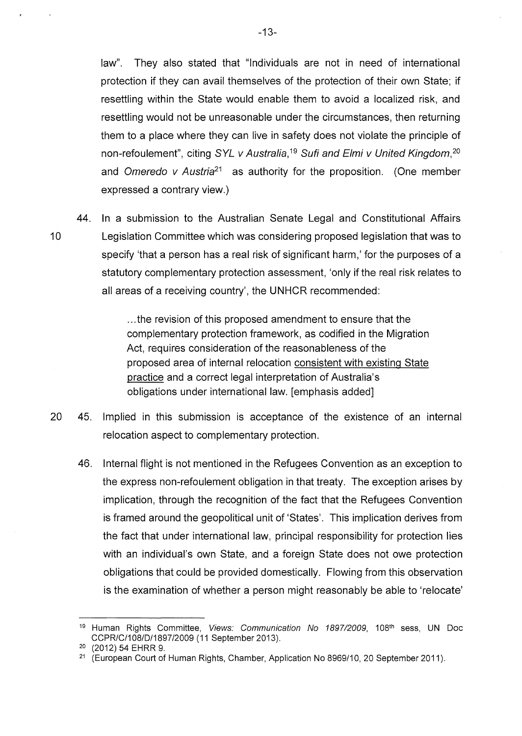law". They also stated that "Individuals are not in need of international protection if they can avail themselves of the protection of their own State; if resettling within the State would enable them to avoid a localized risk, and resettling would not be unreasonable under the circumstances, then returning them to a place where they can live in safety does not violate the principle of non-refoulement", citing *SYL v Australia*,[19] *Sufi and Elmi v United Kingdom*,[20] and *Omeredo v Austria*[21] as authority for the proposition. (One member expressed a contrary view.)

44. In a submission to the Australian Senate Legal and Constitutional Affairs Legislation Committee which was considering proposed legislation that was to specify 'that a person has a real risk of significant harm,' for the purposes of a statutory complementary protection assessment, 'only if the real risk relates to all areas of a receiving country', the UNHCR recommended:

> ...the revision of this proposed amendment to ensure that the complementary protection framework, as codified in the Migration Act, requires consideration of the reasonableness of the proposed area of internal relocation <u>consistent with existing State practice</u> and a correct legal interpretation of Australia's obligations under international law. [emphasis added]

45. Implied in this submission is acceptance of the existence of an internal relocation aspect to complementary protection.

46. Internal flight is not mentioned in the Refugees Convention as an exception to the express non-refoulement obligation in that treaty. The exception arises by implication, through the recognition of the fact that the Refugees Convention is framed around the geopolitical unit of 'States'. This implication derives from the fact that under international law, principal responsibility for protection lies with an individual's own State, and a foreign State does not owe protection obligations that could be provided domestically. Flowing from this observation is the examination of whether a person might reasonably be able to 'relocate'

---

[19] Human Rights Committee, *Views: Communication No 1897/2009*, 108th sess, UN Doc CCPR/C/108/D/1897/2009 (11 September 2013).

[20] (2012) 54 EHRR 9.

[21] (European Court of Human Rights, Chamber, Application No 8969/10, 20 September 2011).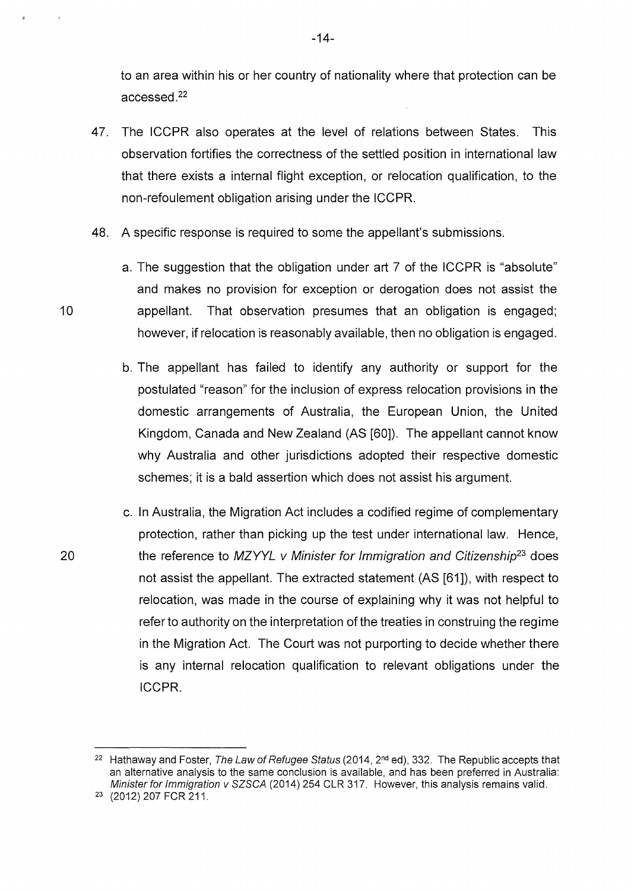to an area within his or her country of nationality where that protection can be accessed.[22]

47. The ICCPR also operates at the level of relations between States. This observation fortifies the correctness of the settled position in international law that there exists a internal flight exception, or relocation qualification, to the non-refoulement obligation arising under the ICCPR.

48. A specific response is required to some the appellant's submissions.

    a. The suggestion that the obligation under art 7 of the ICCPR is "absolute" and makes no provision for exception or derogation does not assist the appellant. That observation presumes that an obligation is engaged; however, if relocation is reasonably available, then no obligation is engaged.

    b. The appellant has failed to identify any authority or support for the postulated "reason" for the inclusion of express relocation provisions in the domestic arrangements of Australia, the European Union, the United Kingdom, Canada and New Zealand (AS [60]). The appellant cannot know why Australia and other jurisdictions adopted their respective domestic schemes; it is a bald assertion which does not assist his argument.

    c. In Australia, the Migration Act includes a codified regime of complementary protection, rather than picking up the test under international law. Hence, the reference to *MZYYL v Minister for Immigration and Citizenship*[23] does not assist the appellant. The extracted statement (AS [61]), with respect to relocation, was made in the course of explaining why it was not helpful to refer to authority on the interpretation of the treaties in construing the regime in the Migration Act. The Court was not purporting to decide whether there is any internal relocation qualification to relevant obligations under the ICCPR.

---

[22] Hathaway and Foster, *The Law of Refugee Status* (2014, 2nd ed), 332. The Republic accepts that an alternative analysis to the same conclusion is available, and has been preferred in Australia: *Minister for Immigration v SZSCA* (2014) 254 CLR 317. However, this analysis remains valid.

[23] (2012) 207 FCR 211.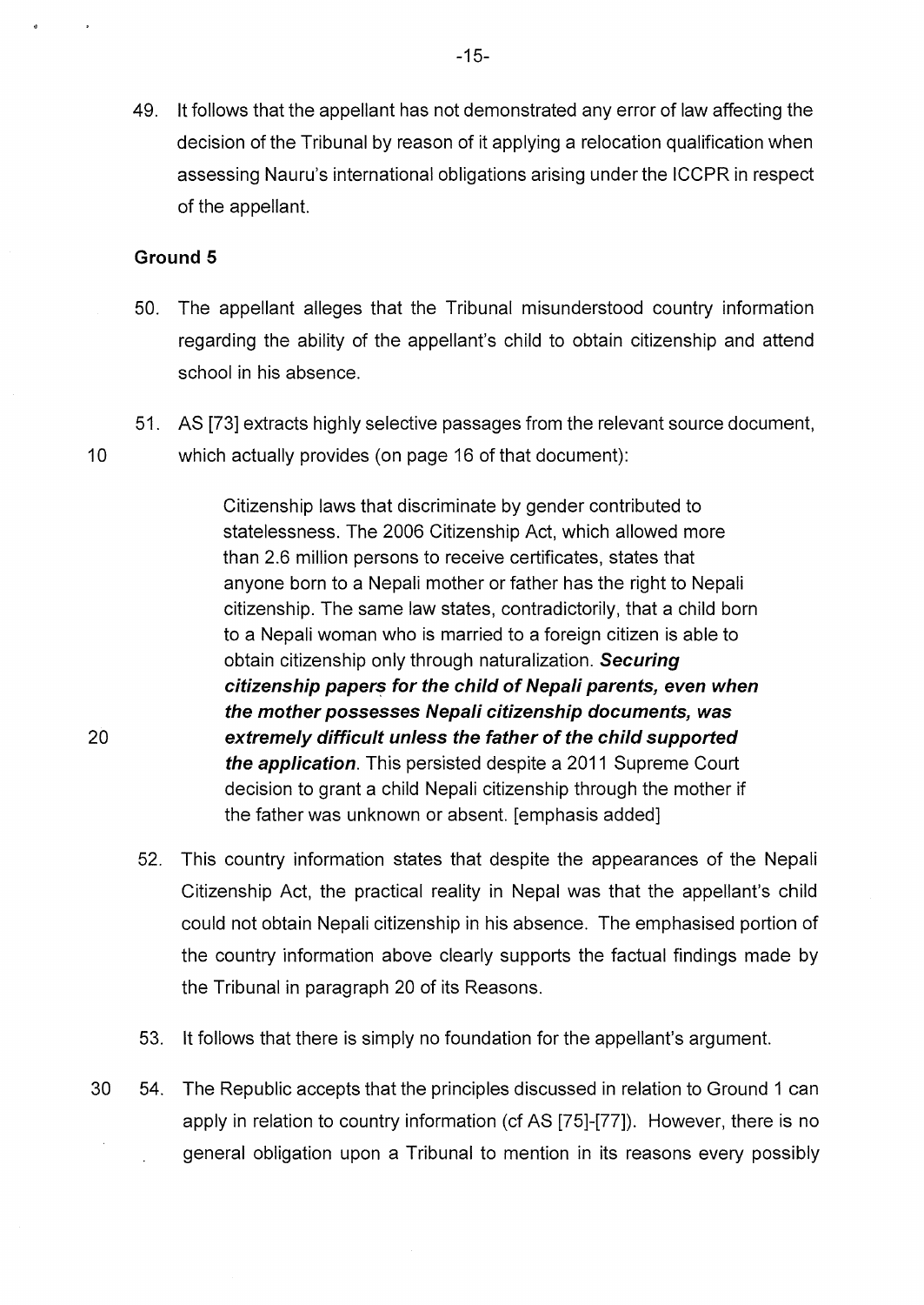49. It follows that the appellant has not demonstrated any error of law affecting the decision of the Tribunal by reason of it applying a relocation qualification when assessing Nauru's international obligations arising under the ICCPR in respect of the appellant.

## Ground 5

50. The appellant alleges that the Tribunal misunderstood country information regarding the ability of the appellant's child to obtain citizenship and attend school in his absence.

51. AS [73] extracts highly selective passages from the relevant source document, which actually provides (on page 16 of that document):

> Citizenship laws that discriminate by gender contributed to statelessness. The 2006 Citizenship Act, which allowed more than 2.6 million persons to receive certificates, states that anyone born to a Nepali mother or father has the right to Nepali citizenship. The same law states, contradictorily, that a child born to a Nepali woman who is married to a foreign citizen is able to obtain citizenship only through naturalization. ***Securing citizenship papers for the child of Nepali parents, even when the mother possesses Nepali citizenship documents, was extremely difficult unless the father of the child supported the application***. This persisted despite a 2011 Supreme Court decision to grant a child Nepali citizenship through the mother if the father was unknown or absent. [emphasis added]

52. This country information states that despite the appearances of the Nepali Citizenship Act, the practical reality in Nepal was that the appellant's child could not obtain Nepali citizenship in his absence. The emphasised portion of the country information above clearly supports the factual findings made by the Tribunal in paragraph 20 of its Reasons.

53. It follows that there is simply no foundation for the appellant's argument.

54. The Republic accepts that the principles discussed in relation to Ground 1 can apply in relation to country information (cf AS [75]-[77]). However, there is no general obligation upon a Tribunal to mention in its reasons every possibly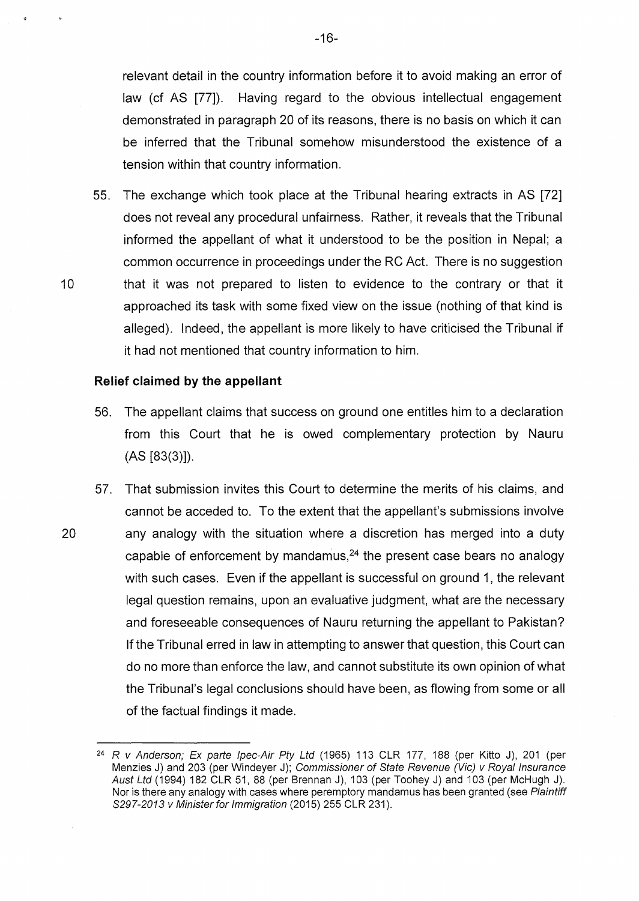relevant detail in the country information before it to avoid making an error of law (cf AS [77]). Having regard to the obvious intellectual engagement demonstrated in paragraph 20 of its reasons, there is no basis on which it can be inferred that the Tribunal somehow misunderstood the existence of a tension within that country information.

55. The exchange which took place at the Tribunal hearing extracts in AS [72] does not reveal any procedural unfairness. Rather, it reveals that the Tribunal informed the appellant of what it understood to be the position in Nepal; a common occurrence in proceedings under the RC Act. There is no suggestion that it was not prepared to listen to evidence to the contrary or that it approached its task with some fixed view on the issue (nothing of that kind is alleged). Indeed, the appellant is more likely to have criticised the Tribunal if it had not mentioned that country information to him.

### Relief claimed by the appellant

56. The appellant claims that success on ground one entitles him to a declaration from this Court that he is owed complementary protection by Nauru (AS [83(3)]).

57. That submission invites this Court to determine the merits of his claims, and cannot be acceded to. To the extent that the appellant's submissions involve any analogy with the situation where a discretion has merged into a duty capable of enforcement by mandamus,[24] the present case bears no analogy with such cases. Even if the appellant is successful on ground 1, the relevant legal question remains, upon an evaluative judgment, what are the necessary and foreseeable consequences of Nauru returning the appellant to Pakistan? If the Tribunal erred in law in attempting to answer that question, this Court can do no more than enforce the law, and cannot substitute its own opinion of what the Tribunal's legal conclusions should have been, as flowing from some or all of the factual findings it made.

---

[24] *R v Anderson; Ex parte Ipec-Air Pty Ltd* (1965) 113 CLR 177, 188 (per Kitto J), 201 (per Menzies J) and 203 (per Windeyer J); *Commissioner of State Revenue (Vic) v Royal Insurance Aust Ltd* (1994) 182 CLR 51, 88 (per Brennan J), 103 (per Toohey J) and 103 (per McHugh J). Nor is there any analogy with cases where peremptory mandamus has been granted (see *Plaintiff S297-2013 v Minister for Immigration* (2015) 255 CLR 231).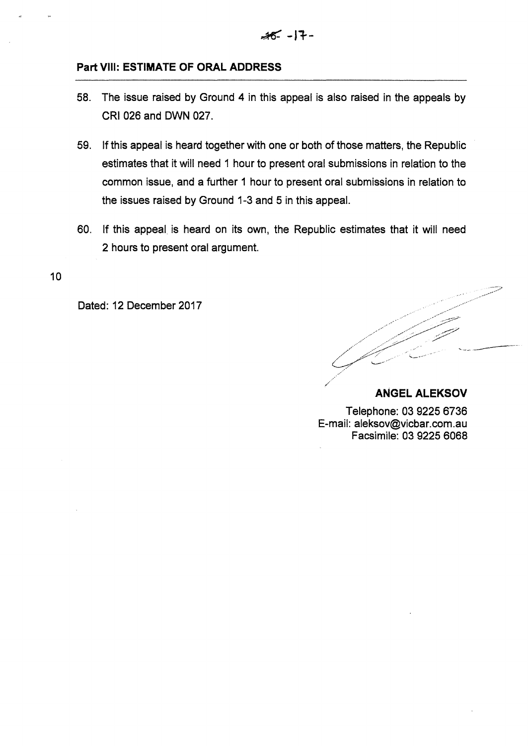## Part VIII: ESTIMATE OF ORAL ADDRESS

58. The issue raised by Ground 4 in this appeal is also raised in the appeals by CRI 026 and DWN 027.

59. If this appeal is heard together with one or both of those matters, the Republic estimates that it will need 1 hour to present oral submissions in relation to the common issue, and a further 1 hour to present oral submissions in relation to the issues raised by Ground 1-3 and 5 in this appeal.

60. If this appeal is heard on its own, the Republic estimates that it will need 2 hours to present oral argument.

Dated: 12 December 2017

**ANGEL ALEKSOV**

Telephone: 03 9225 6736
E-mail: aleksov@vicbar.com.au
Facsimile: 03 9225 6068